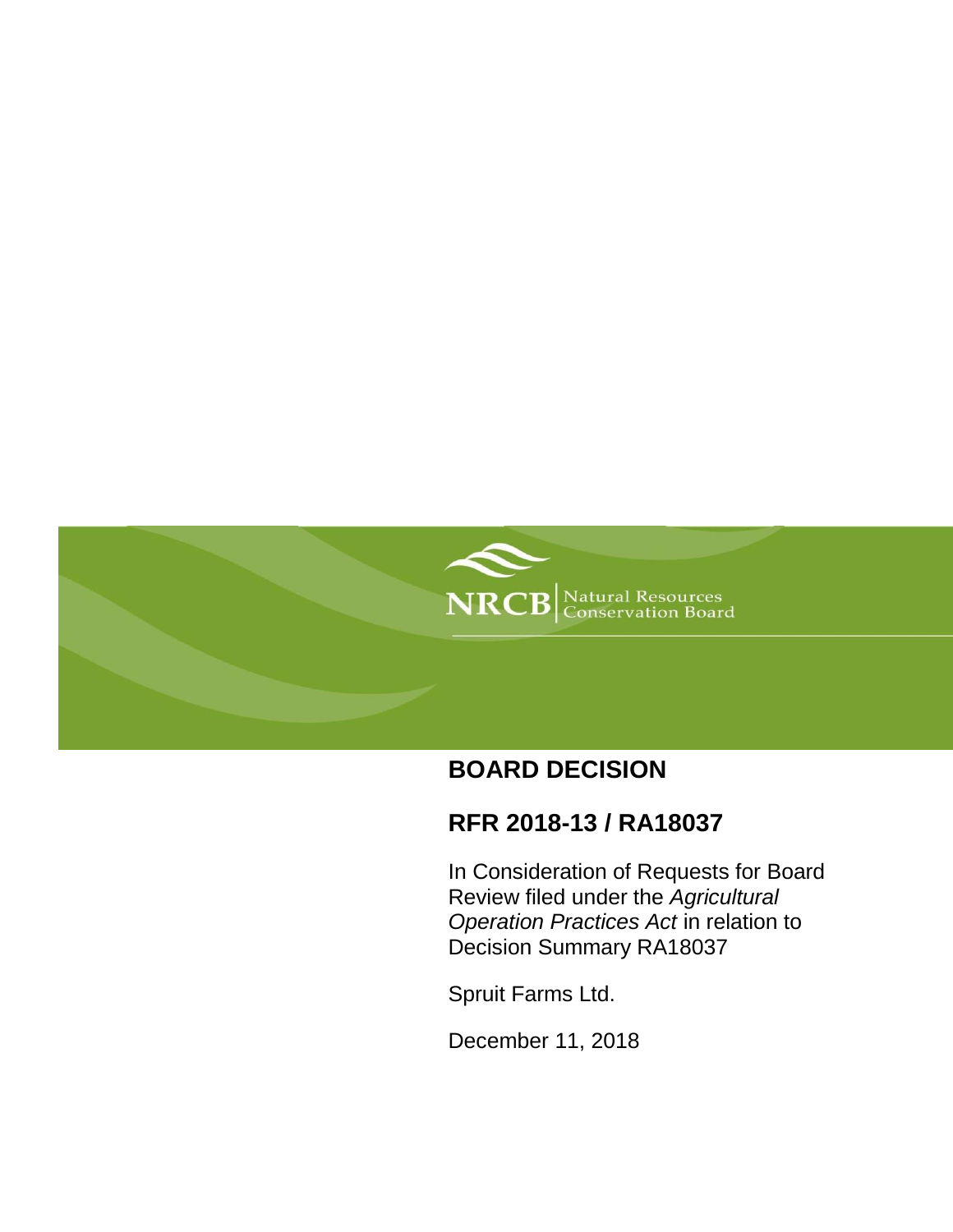NRCB Natural Resources Conservation Board

# BOARD DECISION

## RFR 2018-13 / RA18037

In Consideration of Requests for Board Review filed under the *Agricultural Operation Practices Act* in relation to Decision Summary RA18037

Spruit Farms Ltd.

December 11, 2018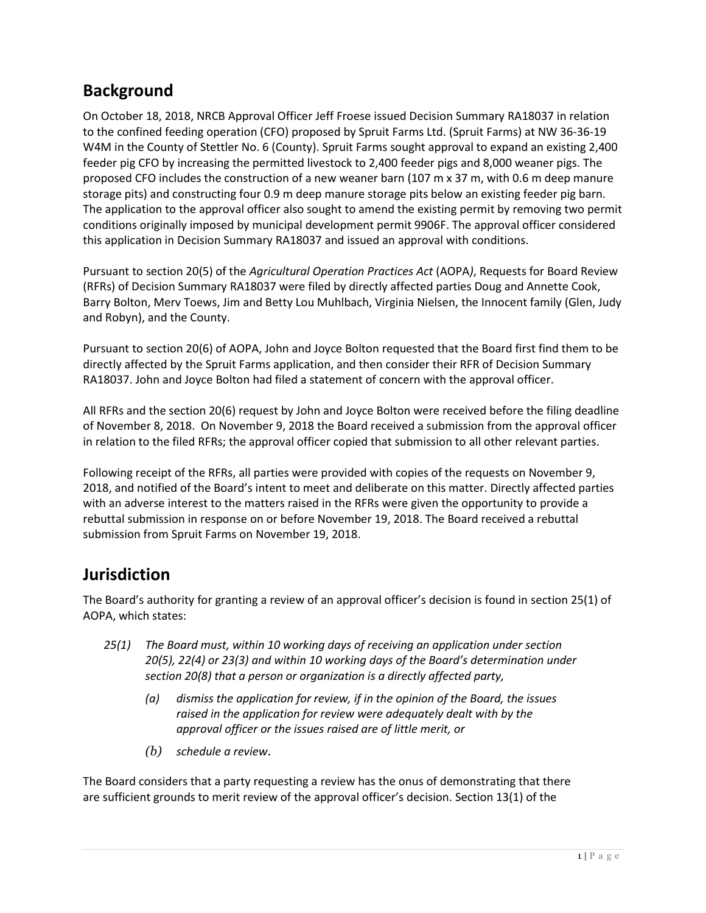## Background

On October 18, 2018, NRCB Approval Officer Jeff Froese issued Decision Summary RA18037 in relation to the confined feeding operation (CFO) proposed by Spruit Farms Ltd. (Spruit Farms) at NW 36-36-19 W4M in the County of Stettler No. 6 (County). Spruit Farms sought approval to expand an existing 2,400 feeder pig CFO by increasing the permitted livestock to 2,400 feeder pigs and 8,000 weaner pigs. The proposed CFO includes the construction of a new weaner barn (107 m x 37 m, with 0.6 m deep manure storage pits) and constructing four 0.9 m deep manure storage pits below an existing feeder pig barn. The application to the approval officer also sought to amend the existing permit by removing two permit conditions originally imposed by municipal development permit 9906F. The approval officer considered this application in Decision Summary RA18037 and issued an approval with conditions.

Pursuant to section 20(5) of the *Agricultural Operation Practices Act* (AOPA), Requests for Board Review (RFRs) of Decision Summary RA18037 were filed by directly affected parties Doug and Annette Cook, Barry Bolton, Merv Toews, Jim and Betty Lou Muhlbach, Virginia Nielsen, the Innocent family (Glen, Judy and Robyn), and the County.

Pursuant to section 20(6) of AOPA, John and Joyce Bolton requested that the Board first find them to be directly affected by the Spruit Farms application, and then consider their RFR of Decision Summary RA18037. John and Joyce Bolton had filed a statement of concern with the approval officer.

All RFRs and the section 20(6) request by John and Joyce Bolton were received before the filing deadline of November 8, 2018. On November 9, 2018 the Board received a submission from the approval officer in relation to the filed RFRs; the approval officer copied that submission to all other relevant parties.

Following receipt of the RFRs, all parties were provided with copies of the requests on November 9, 2018, and notified of the Board's intent to meet and deliberate on this matter. Directly affected parties with an adverse interest to the matters raised in the RFRs were given the opportunity to provide a rebuttal submission in response on or before November 19, 2018. The Board received a rebuttal submission from Spruit Farms on November 19, 2018.

## Jurisdiction

The Board's authority for granting a review of an approval officer's decision is found in section 25(1) of AOPA, which states:

> *25(1) The Board must, within 10 working days of receiving an application under section 20(5), 22(4) or 23(3) and within 10 working days of the Board's determination under section 20(8) that a person or organization is a directly affected party,*
>
> *(a) dismiss the application for review, if in the opinion of the Board, the issues raised in the application for review were adequately dealt with by the approval officer or the issues raised are of little merit, or*
>
> *(b) schedule a review.*

The Board considers that a party requesting a review has the onus of demonstrating that there are sufficient grounds to merit review of the approval officer's decision. Section 13(1) of the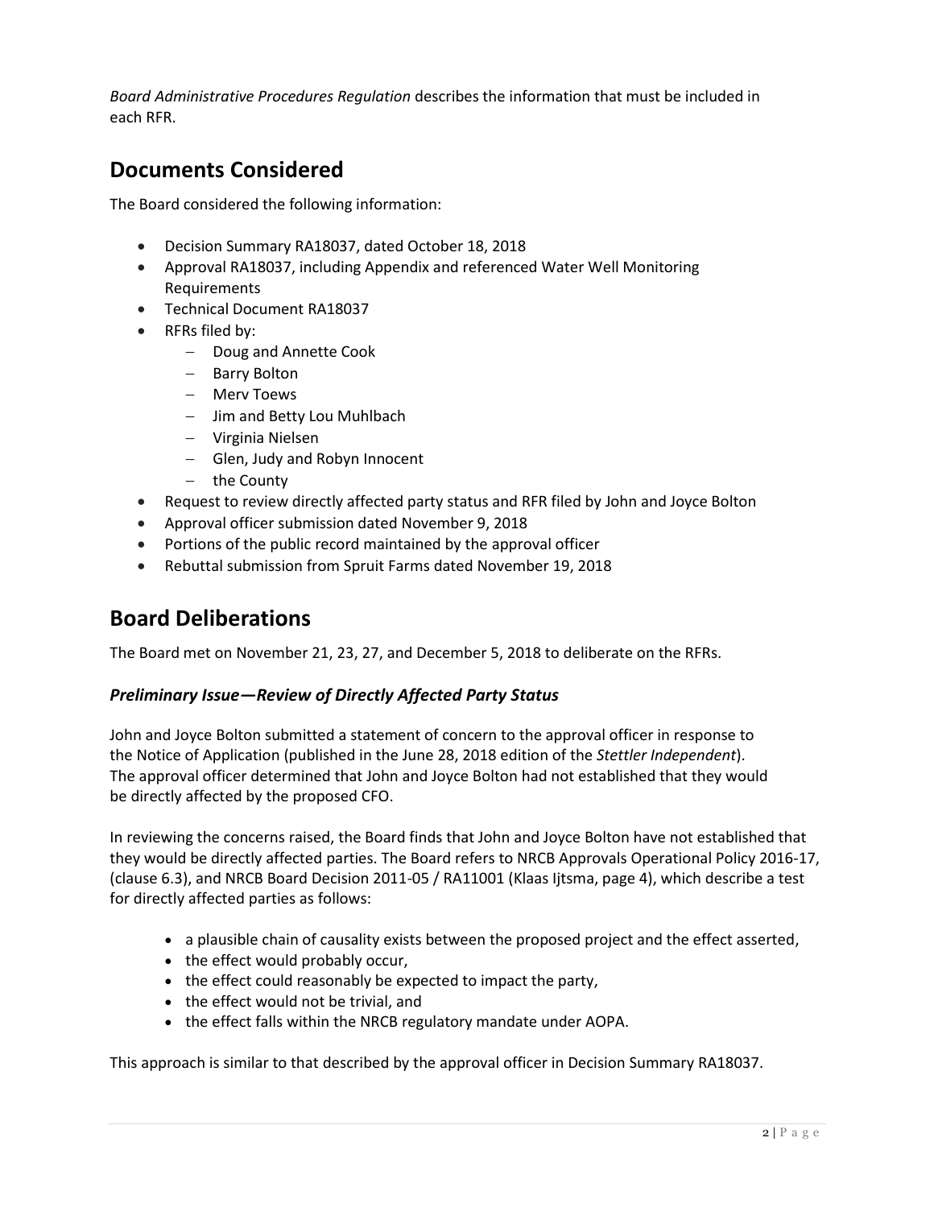*Board Administrative Procedures Regulation* describes the information that must be included in each RFR.

## Documents Considered

The Board considered the following information:

- Decision Summary RA18037, dated October 18, 2018
- Approval RA18037, including Appendix and referenced Water Well Monitoring Requirements
- Technical Document RA18037
- RFRs filed by:
  - Doug and Annette Cook
  - Barry Bolton
  - Merv Toews
  - Jim and Betty Lou Muhlbach
  - Virginia Nielsen
  - Glen, Judy and Robyn Innocent
  - the County
- Request to review directly affected party status and RFR filed by John and Joyce Bolton
- Approval officer submission dated November 9, 2018
- Portions of the public record maintained by the approval officer
- Rebuttal submission from Spruit Farms dated November 19, 2018

## Board Deliberations

The Board met on November 21, 23, 27, and December 5, 2018 to deliberate on the RFRs.

### *Preliminary Issue—Review of Directly Affected Party Status*

John and Joyce Bolton submitted a statement of concern to the approval officer in response to the Notice of Application (published in the June 28, 2018 edition of the *Stettler Independent*). The approval officer determined that John and Joyce Bolton had not established that they would be directly affected by the proposed CFO.

In reviewing the concerns raised, the Board finds that John and Joyce Bolton have not established that they would be directly affected parties. The Board refers to NRCB Approvals Operational Policy 2016-17, (clause 6.3), and NRCB Board Decision 2011-05 / RA11001 (Klaas Ijtsma, page 4), which describe a test for directly affected parties as follows:

- a plausible chain of causality exists between the proposed project and the effect asserted,
- the effect would probably occur,
- the effect could reasonably be expected to impact the party,
- the effect would not be trivial, and
- the effect falls within the NRCB regulatory mandate under AOPA.

This approach is similar to that described by the approval officer in Decision Summary RA18037.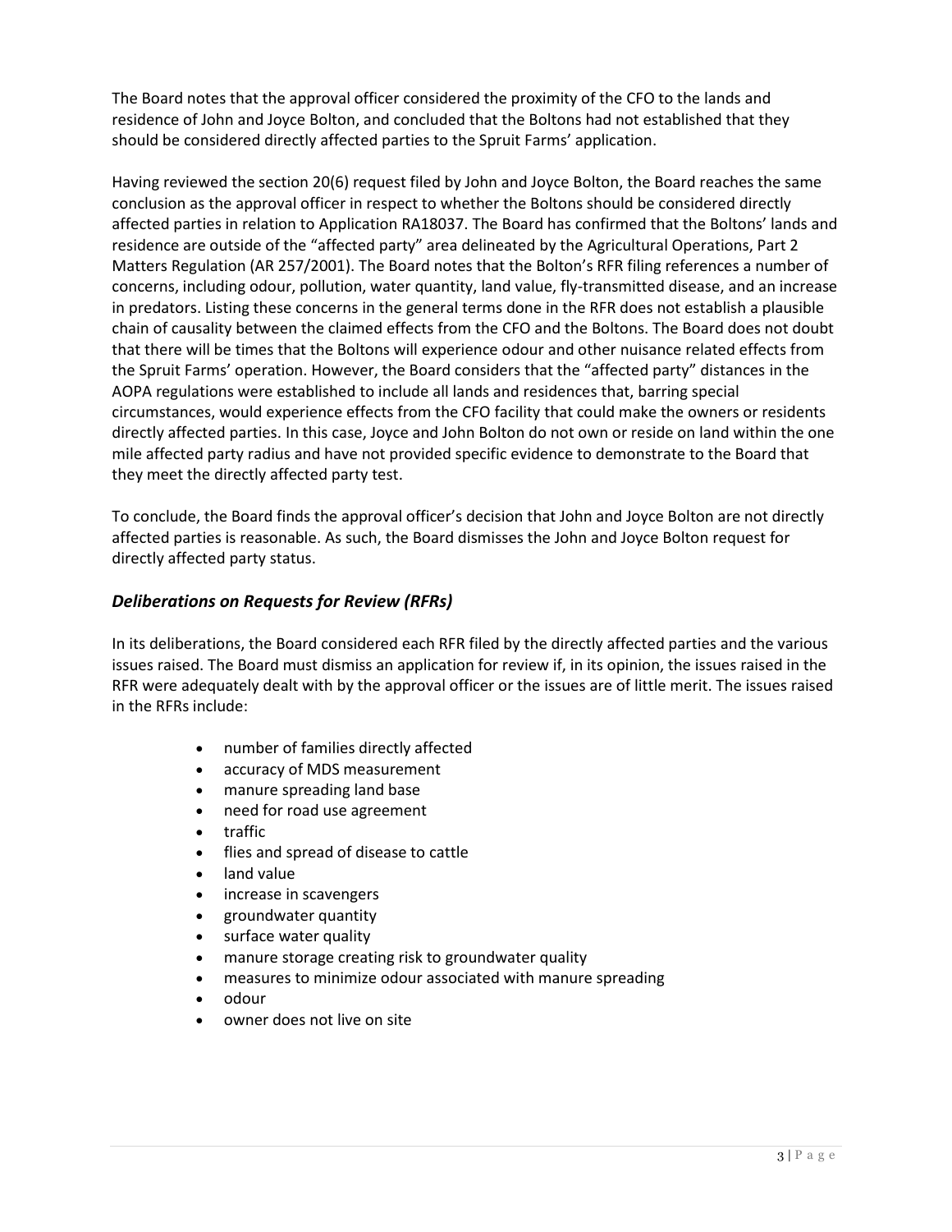The Board notes that the approval officer considered the proximity of the CFO to the lands and residence of John and Joyce Bolton, and concluded that the Boltons had not established that they should be considered directly affected parties to the Spruit Farms' application.

Having reviewed the section 20(6) request filed by John and Joyce Bolton, the Board reaches the same conclusion as the approval officer in respect to whether the Boltons should be considered directly affected parties in relation to Application RA18037. The Board has confirmed that the Boltons' lands and residence are outside of the "affected party" area delineated by the Agricultural Operations, Part 2 Matters Regulation (AR 257/2001). The Board notes that the Bolton's RFR filing references a number of concerns, including odour, pollution, water quantity, land value, fly-transmitted disease, and an increase in predators. Listing these concerns in the general terms done in the RFR does not establish a plausible chain of causality between the claimed effects from the CFO and the Boltons. The Board does not doubt that there will be times that the Boltons will experience odour and other nuisance related effects from the Spruit Farms' operation. However, the Board considers that the "affected party" distances in the AOPA regulations were established to include all lands and residences that, barring special circumstances, would experience effects from the CFO facility that could make the owners or residents directly affected parties. In this case, Joyce and John Bolton do not own or reside on land within the one mile affected party radius and have not provided specific evidence to demonstrate to the Board that they meet the directly affected party test.

To conclude, the Board finds the approval officer's decision that John and Joyce Bolton are not directly affected parties is reasonable. As such, the Board dismisses the John and Joyce Bolton request for directly affected party status.

### *Deliberations on Requests for Review (RFRs)*

In its deliberations, the Board considered each RFR filed by the directly affected parties and the various issues raised. The Board must dismiss an application for review if, in its opinion, the issues raised in the RFR were adequately dealt with by the approval officer or the issues are of little merit. The issues raised in the RFRs include:

- number of families directly affected
- accuracy of MDS measurement
- manure spreading land base
- need for road use agreement
- traffic
- flies and spread of disease to cattle
- land value
- increase in scavengers
- groundwater quantity
- surface water quality
- manure storage creating risk to groundwater quality
- measures to minimize odour associated with manure spreading
- odour
- owner does not live on site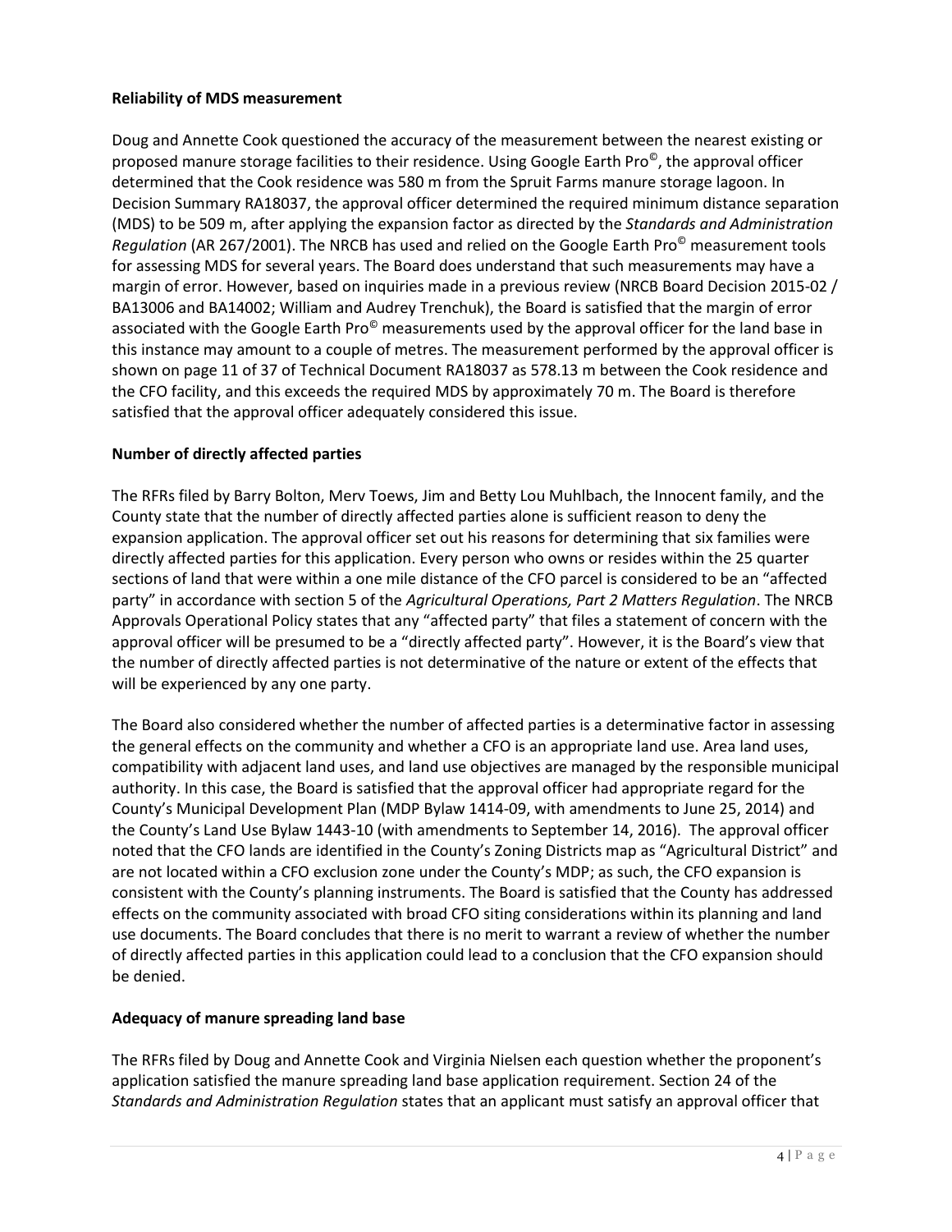**Reliability of MDS measurement**

Doug and Annette Cook questioned the accuracy of the measurement between the nearest existing or proposed manure storage facilities to their residence. Using Google Earth Pro©, the approval officer determined that the Cook residence was 580 m from the Spruit Farms manure storage lagoon. In Decision Summary RA18037, the approval officer determined the required minimum distance separation (MDS) to be 509 m, after applying the expansion factor as directed by the *Standards and Administration Regulation* (AR 267/2001). The NRCB has used and relied on the Google Earth Pro© measurement tools for assessing MDS for several years. The Board does understand that such measurements may have a margin of error. However, based on inquiries made in a previous review (NRCB Board Decision 2015-02 / BA13006 and BA14002; William and Audrey Trenchuk), the Board is satisfied that the margin of error associated with the Google Earth Pro© measurements used by the approval officer for the land base in this instance may amount to a couple of metres. The measurement performed by the approval officer is shown on page 11 of 37 of Technical Document RA18037 as 578.13 m between the Cook residence and the CFO facility, and this exceeds the required MDS by approximately 70 m. The Board is therefore satisfied that the approval officer adequately considered this issue.

**Number of directly affected parties**

The RFRs filed by Barry Bolton, Merv Toews, Jim and Betty Lou Muhlbach, the Innocent family, and the County state that the number of directly affected parties alone is sufficient reason to deny the expansion application. The approval officer set out his reasons for determining that six families were directly affected parties for this application. Every person who owns or resides within the 25 quarter sections of land that were within a one mile distance of the CFO parcel is considered to be an "affected party" in accordance with section 5 of the *Agricultural Operations, Part 2 Matters Regulation*. The NRCB Approvals Operational Policy states that any "affected party" that files a statement of concern with the approval officer will be presumed to be a "directly affected party". However, it is the Board's view that the number of directly affected parties is not determinative of the nature or extent of the effects that will be experienced by any one party.

The Board also considered whether the number of affected parties is a determinative factor in assessing the general effects on the community and whether a CFO is an appropriate land use. Area land uses, compatibility with adjacent land uses, and land use objectives are managed by the responsible municipal authority. In this case, the Board is satisfied that the approval officer had appropriate regard for the County's Municipal Development Plan (MDP Bylaw 1414-09, with amendments to June 25, 2014) and the County's Land Use Bylaw 1443-10 (with amendments to September 14, 2016). The approval officer noted that the CFO lands are identified in the County's Zoning Districts map as "Agricultural District" and are not located within a CFO exclusion zone under the County's MDP; as such, the CFO expansion is consistent with the County's planning instruments. The Board is satisfied that the County has addressed effects on the community associated with broad CFO siting considerations within its planning and land use documents. The Board concludes that there is no merit to warrant a review of whether the number of directly affected parties in this application could lead to a conclusion that the CFO expansion should be denied.

**Adequacy of manure spreading land base**

The RFRs filed by Doug and Annette Cook and Virginia Nielsen each question whether the proponent's application satisfied the manure spreading land base application requirement. Section 24 of the *Standards and Administration Regulation* states that an applicant must satisfy an approval officer that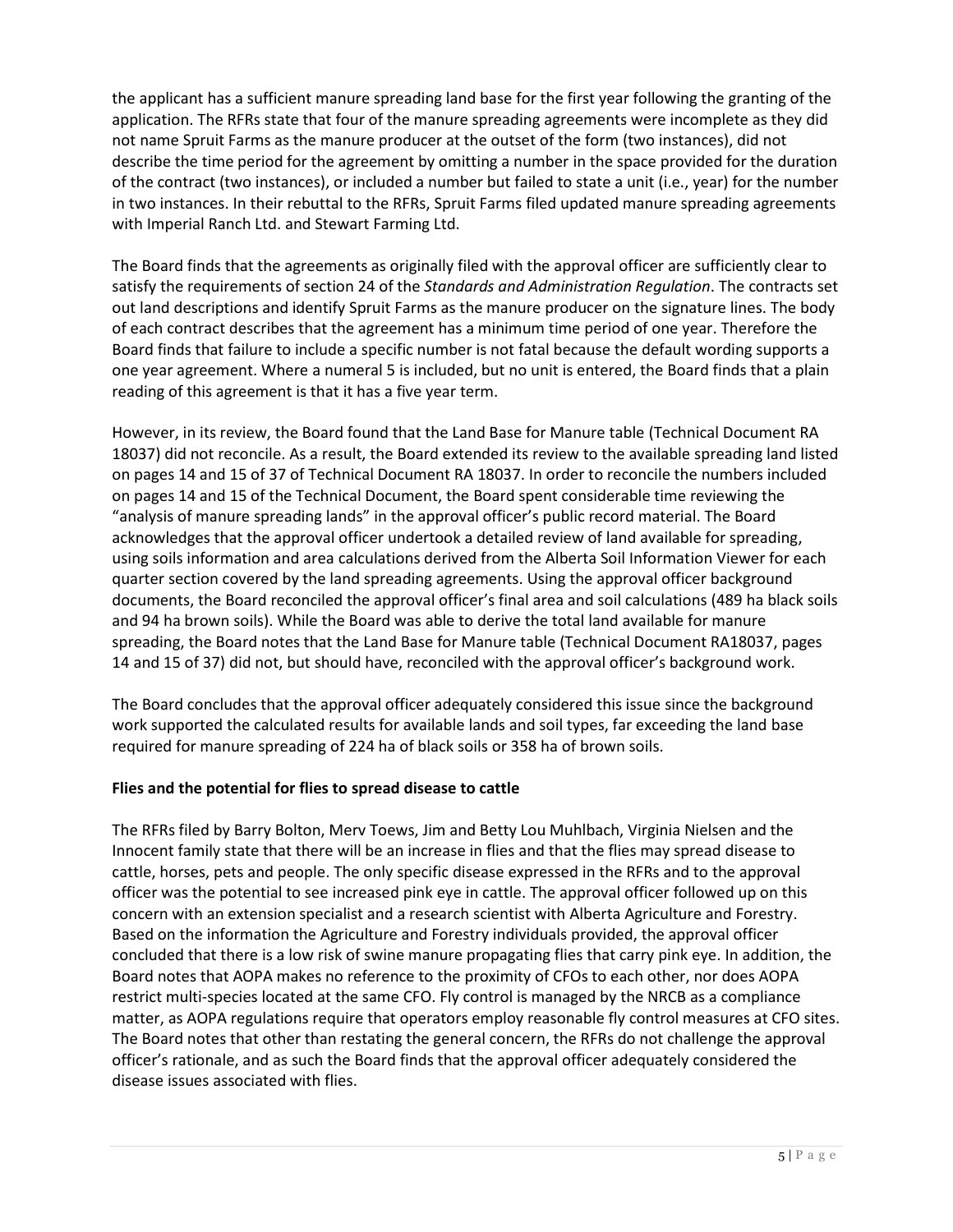the applicant has a sufficient manure spreading land base for the first year following the granting of the application. The RFRs state that four of the manure spreading agreements were incomplete as they did not name Spruit Farms as the manure producer at the outset of the form (two instances), did not describe the time period for the agreement by omitting a number in the space provided for the duration of the contract (two instances), or included a number but failed to state a unit (i.e., year) for the number in two instances. In their rebuttal to the RFRs, Spruit Farms filed updated manure spreading agreements with Imperial Ranch Ltd. and Stewart Farming Ltd.

The Board finds that the agreements as originally filed with the approval officer are sufficiently clear to satisfy the requirements of section 24 of the *Standards and Administration Regulation*. The contracts set out land descriptions and identify Spruit Farms as the manure producer on the signature lines. The body of each contract describes that the agreement has a minimum time period of one year. Therefore the Board finds that failure to include a specific number is not fatal because the default wording supports a one year agreement. Where a numeral 5 is included, but no unit is entered, the Board finds that a plain reading of this agreement is that it has a five year term.

However, in its review, the Board found that the Land Base for Manure table (Technical Document RA 18037) did not reconcile. As a result, the Board extended its review to the available spreading land listed on pages 14 and 15 of 37 of Technical Document RA 18037. In order to reconcile the numbers included on pages 14 and 15 of the Technical Document, the Board spent considerable time reviewing the "analysis of manure spreading lands" in the approval officer's public record material. The Board acknowledges that the approval officer undertook a detailed review of land available for spreading, using soils information and area calculations derived from the Alberta Soil Information Viewer for each quarter section covered by the land spreading agreements. Using the approval officer background documents, the Board reconciled the approval officer's final area and soil calculations (489 ha black soils and 94 ha brown soils). While the Board was able to derive the total land available for manure spreading, the Board notes that the Land Base for Manure table (Technical Document RA18037, pages 14 and 15 of 37) did not, but should have, reconciled with the approval officer's background work.

The Board concludes that the approval officer adequately considered this issue since the background work supported the calculated results for available lands and soil types, far exceeding the land base required for manure spreading of 224 ha of black soils or 358 ha of brown soils.

**Flies and the potential for flies to spread disease to cattle**

The RFRs filed by Barry Bolton, Merv Toews, Jim and Betty Lou Muhlbach, Virginia Nielsen and the Innocent family state that there will be an increase in flies and that the flies may spread disease to cattle, horses, pets and people. The only specific disease expressed in the RFRs and to the approval officer was the potential to see increased pink eye in cattle. The approval officer followed up on this concern with an extension specialist and a research scientist with Alberta Agriculture and Forestry. Based on the information the Agriculture and Forestry individuals provided, the approval officer concluded that there is a low risk of swine manure propagating flies that carry pink eye. In addition, the Board notes that AOPA makes no reference to the proximity of CFOs to each other, nor does AOPA restrict multi-species located at the same CFO. Fly control is managed by the NRCB as a compliance matter, as AOPA regulations require that operators employ reasonable fly control measures at CFO sites. The Board notes that other than restating the general concern, the RFRs do not challenge the approval officer's rationale, and as such the Board finds that the approval officer adequately considered the disease issues associated with flies.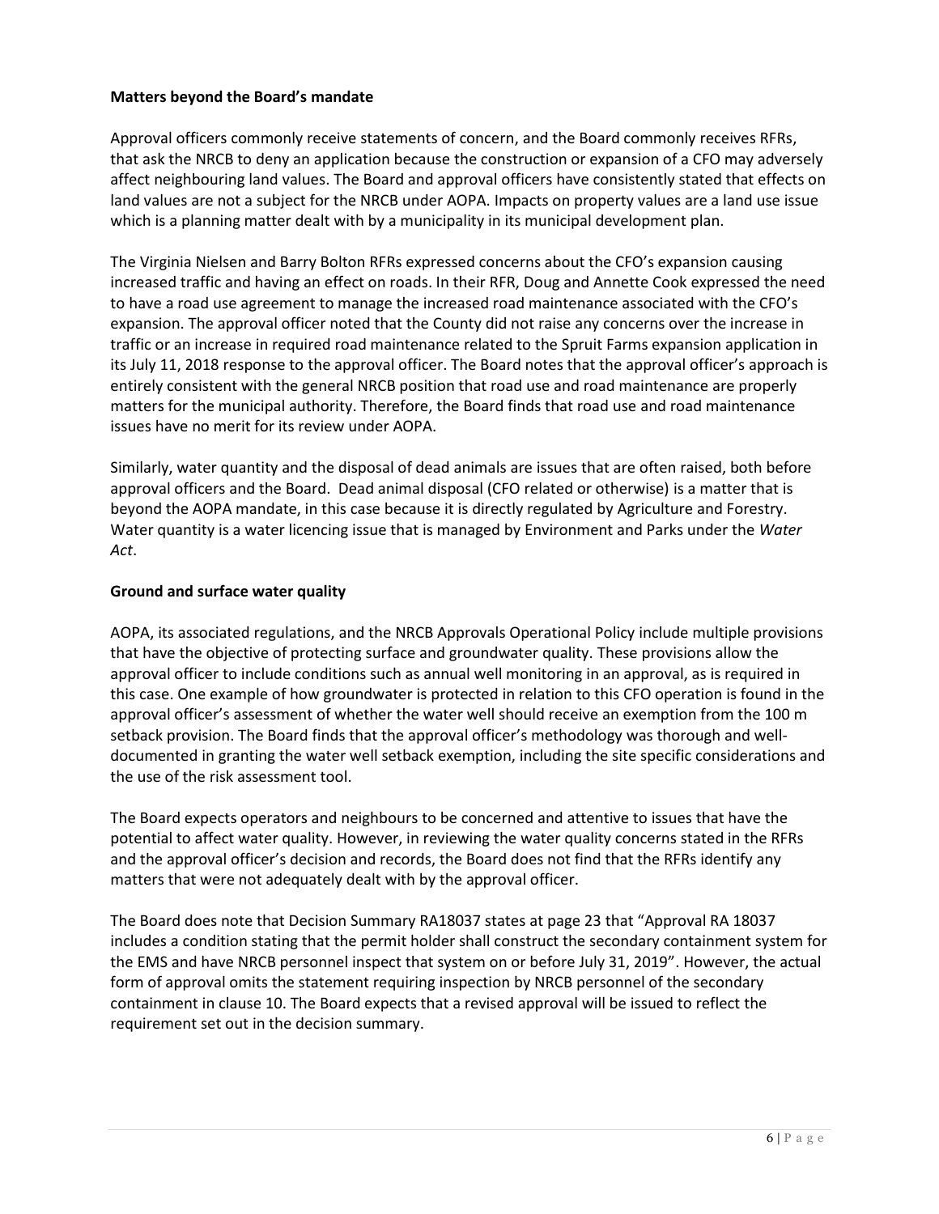### Matters beyond the Board's mandate

Approval officers commonly receive statements of concern, and the Board commonly receives RFRs, that ask the NRCB to deny an application because the construction or expansion of a CFO may adversely affect neighbouring land values. The Board and approval officers have consistently stated that effects on land values are not a subject for the NRCB under AOPA. Impacts on property values are a land use issue which is a planning matter dealt with by a municipality in its municipal development plan.

The Virginia Nielsen and Barry Bolton RFRs expressed concerns about the CFO's expansion causing increased traffic and having an effect on roads. In their RFR, Doug and Annette Cook expressed the need to have a road use agreement to manage the increased road maintenance associated with the CFO's expansion. The approval officer noted that the County did not raise any concerns over the increase in traffic or an increase in required road maintenance related to the Spruit Farms expansion application in its July 11, 2018 response to the approval officer. The Board notes that the approval officer's approach is entirely consistent with the general NRCB position that road use and road maintenance are properly matters for the municipal authority. Therefore, the Board finds that road use and road maintenance issues have no merit for its review under AOPA.

Similarly, water quantity and the disposal of dead animals are issues that are often raised, both before approval officers and the Board. Dead animal disposal (CFO related or otherwise) is a matter that is beyond the AOPA mandate, in this case because it is directly regulated by Agriculture and Forestry. Water quantity is a water licencing issue that is managed by Environment and Parks under the *Water Act*.

### Ground and surface water quality

AOPA, its associated regulations, and the NRCB Approvals Operational Policy include multiple provisions that have the objective of protecting surface and groundwater quality. These provisions allow the approval officer to include conditions such as annual well monitoring in an approval, as is required in this case. One example of how groundwater is protected in relation to this CFO operation is found in the approval officer's assessment of whether the water well should receive an exemption from the 100 m setback provision. The Board finds that the approval officer's methodology was thorough and well-documented in granting the water well setback exemption, including the site specific considerations and the use of the risk assessment tool.

The Board expects operators and neighbours to be concerned and attentive to issues that have the potential to affect water quality. However, in reviewing the water quality concerns stated in the RFRs and the approval officer's decision and records, the Board does not find that the RFRs identify any matters that were not adequately dealt with by the approval officer.

The Board does note that Decision Summary RA18037 states at page 23 that "Approval RA 18037 includes a condition stating that the permit holder shall construct the secondary containment system for the EMS and have NRCB personnel inspect that system on or before July 31, 2019". However, the actual form of approval omits the statement requiring inspection by NRCB personnel of the secondary containment in clause 10. The Board expects that a revised approval will be issued to reflect the requirement set out in the decision summary.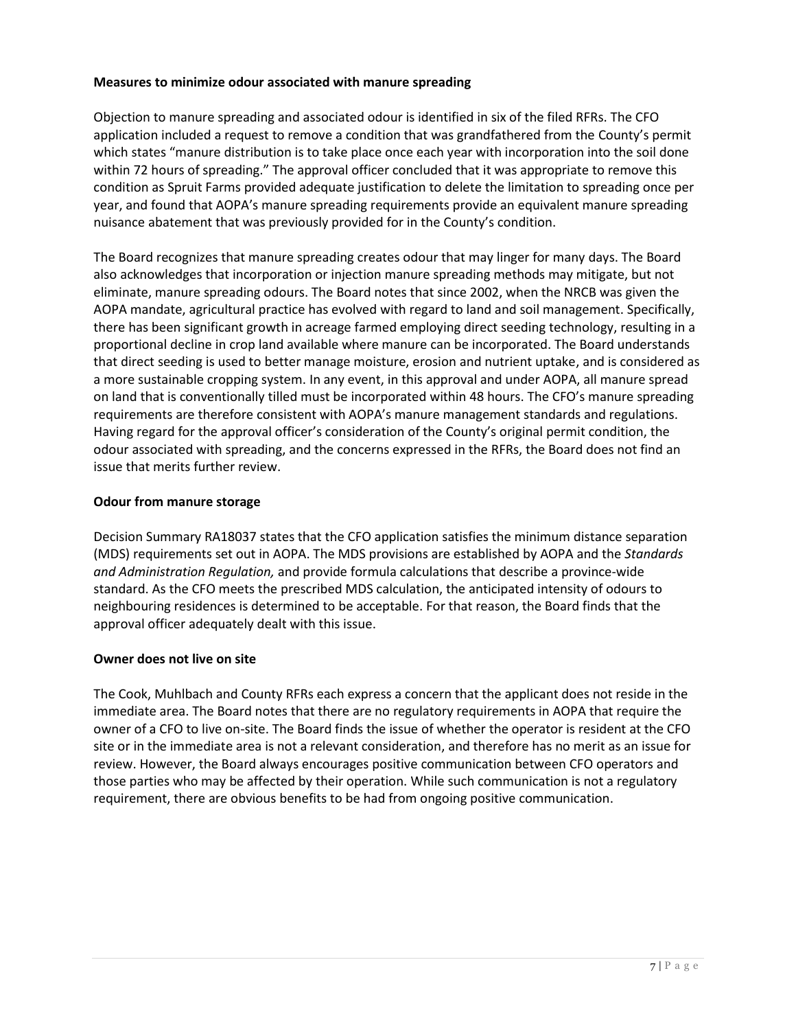**Measures to minimize odour associated with manure spreading**

Objection to manure spreading and associated odour is identified in six of the filed RFRs. The CFO application included a request to remove a condition that was grandfathered from the County's permit which states "manure distribution is to take place once each year with incorporation into the soil done within 72 hours of spreading." The approval officer concluded that it was appropriate to remove this condition as Spruit Farms provided adequate justification to delete the limitation to spreading once per year, and found that AOPA's manure spreading requirements provide an equivalent manure spreading nuisance abatement that was previously provided for in the County's condition.

The Board recognizes that manure spreading creates odour that may linger for many days. The Board also acknowledges that incorporation or injection manure spreading methods may mitigate, but not eliminate, manure spreading odours. The Board notes that since 2002, when the NRCB was given the AOPA mandate, agricultural practice has evolved with regard to land and soil management. Specifically, there has been significant growth in acreage farmed employing direct seeding technology, resulting in a proportional decline in crop land available where manure can be incorporated. The Board understands that direct seeding is used to better manage moisture, erosion and nutrient uptake, and is considered as a more sustainable cropping system. In any event, in this approval and under AOPA, all manure spread on land that is conventionally tilled must be incorporated within 48 hours. The CFO's manure spreading requirements are therefore consistent with AOPA's manure management standards and regulations. Having regard for the approval officer's consideration of the County's original permit condition, the odour associated with spreading, and the concerns expressed in the RFRs, the Board does not find an issue that merits further review.

**Odour from manure storage**

Decision Summary RA18037 states that the CFO application satisfies the minimum distance separation (MDS) requirements set out in AOPA. The MDS provisions are established by AOPA and the *Standards and Administration Regulation,* and provide formula calculations that describe a province-wide standard. As the CFO meets the prescribed MDS calculation, the anticipated intensity of odours to neighbouring residences is determined to be acceptable. For that reason, the Board finds that the approval officer adequately dealt with this issue.

**Owner does not live on site**

The Cook, Muhlbach and County RFRs each express a concern that the applicant does not reside in the immediate area. The Board notes that there are no regulatory requirements in AOPA that require the owner of a CFO to live on-site. The Board finds the issue of whether the operator is resident at the CFO site or in the immediate area is not a relevant consideration, and therefore has no merit as an issue for review. However, the Board always encourages positive communication between CFO operators and those parties who may be affected by their operation. While such communication is not a regulatory requirement, there are obvious benefits to be had from ongoing positive communication.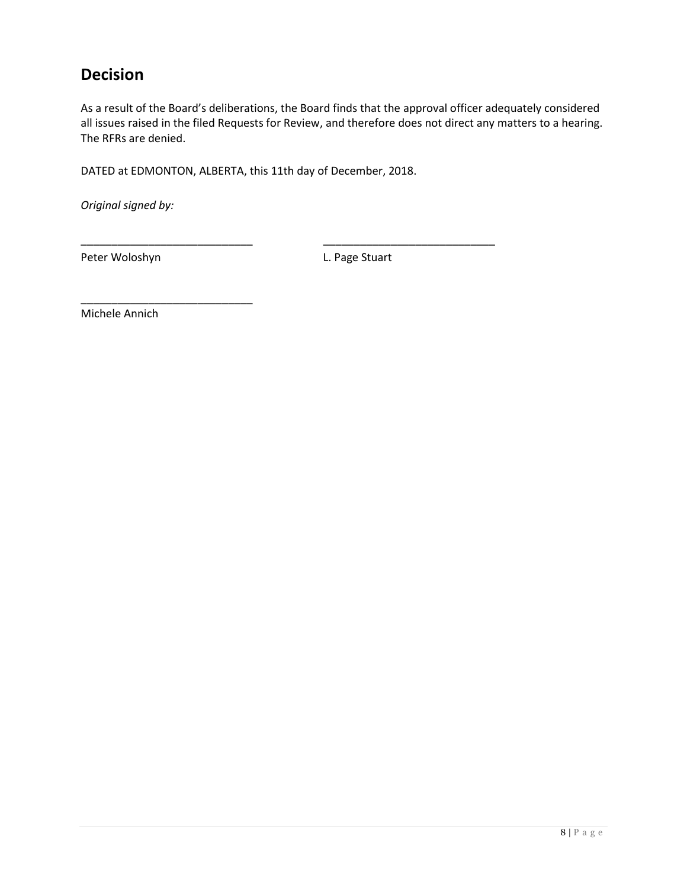## Decision

As a result of the Board's deliberations, the Board finds that the approval officer adequately considered all issues raised in the filed Requests for Review, and therefore does not direct any matters to a hearing. The RFRs are denied.

DATED at EDMONTON, ALBERTA, this 11th day of December, 2018.

*Original signed by:*

\_\_\_\_\_\_\_\_\_\_\_\_\_\_\_\_\_\_\_\_\_\_\_\_\_\_\_\_
Peter Woloshyn

\_\_\_\_\_\_\_\_\_\_\_\_\_\_\_\_\_\_\_\_\_\_\_\_\_\_\_\_
L. Page Stuart

\_\_\_\_\_\_\_\_\_\_\_\_\_\_\_\_\_\_\_\_\_\_\_\_\_\_\_\_
Michele Annich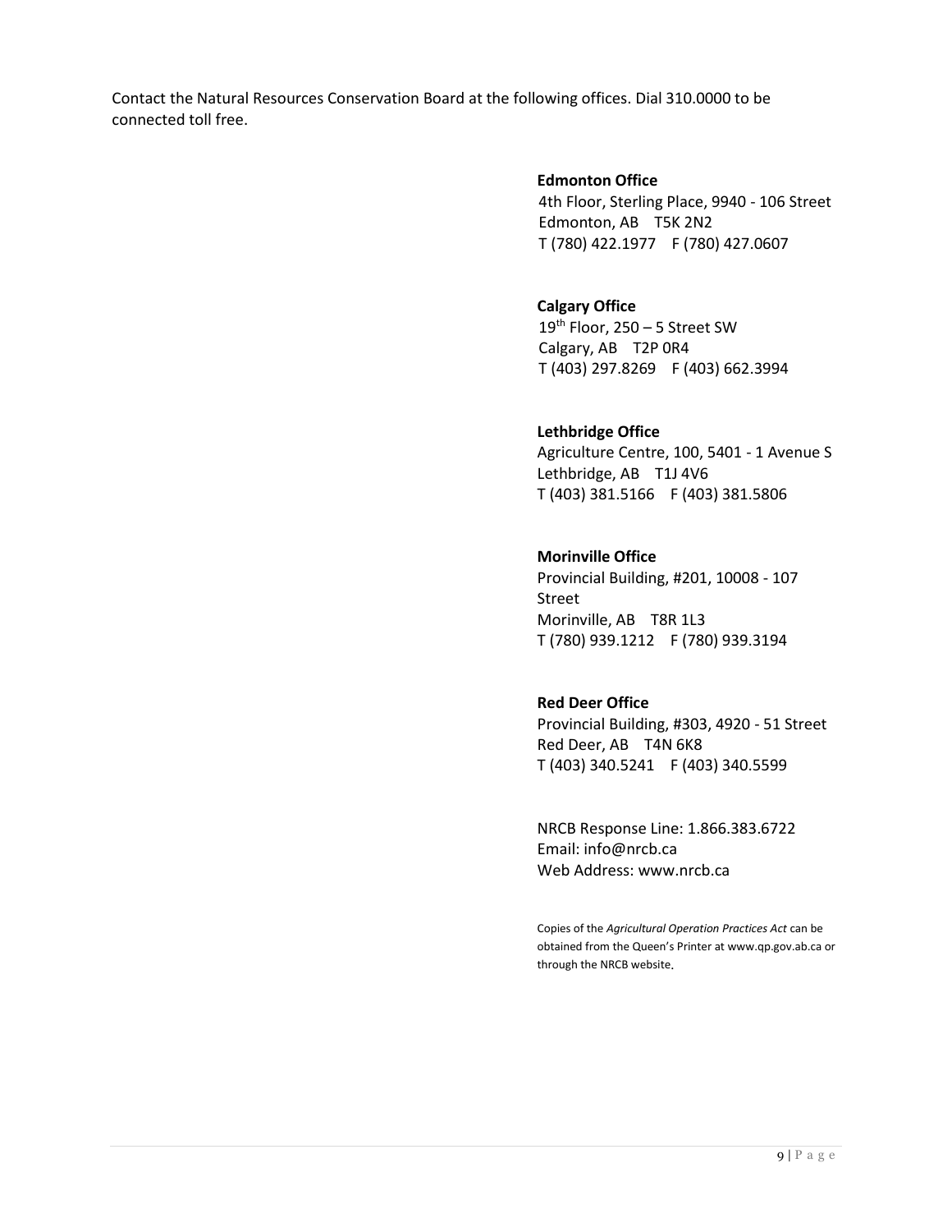Contact the Natural Resources Conservation Board at the following offices. Dial 310.0000 to be connected toll free.

**Edmonton Office**
4th Floor, Sterling Place, 9940 - 106 Street
Edmonton, AB T5K 2N2
T (780) 422.1977 F (780) 427.0607

**Calgary Office**
19th Floor, 250 – 5 Street SW
Calgary, AB T2P 0R4
T (403) 297.8269 F (403) 662.3994

**Lethbridge Office**
Agriculture Centre, 100, 5401 - 1 Avenue S
Lethbridge, AB T1J 4V6
T (403) 381.5166 F (403) 381.5806

**Morinville Office**
Provincial Building, #201, 10008 - 107 Street
Morinville, AB T8R 1L3
T (780) 939.1212 F (780) 939.3194

**Red Deer Office**
Provincial Building, #303, 4920 - 51 Street
Red Deer, AB T4N 6K8
T (403) 340.5241 F (403) 340.5599

NRCB Response Line: 1.866.383.6722
Email: info@nrcb.ca
Web Address: www.nrcb.ca

Copies of the *Agricultural Operation Practices Act* can be obtained from the Queen's Printer at www.qp.gov.ab.ca or through the NRCB website.